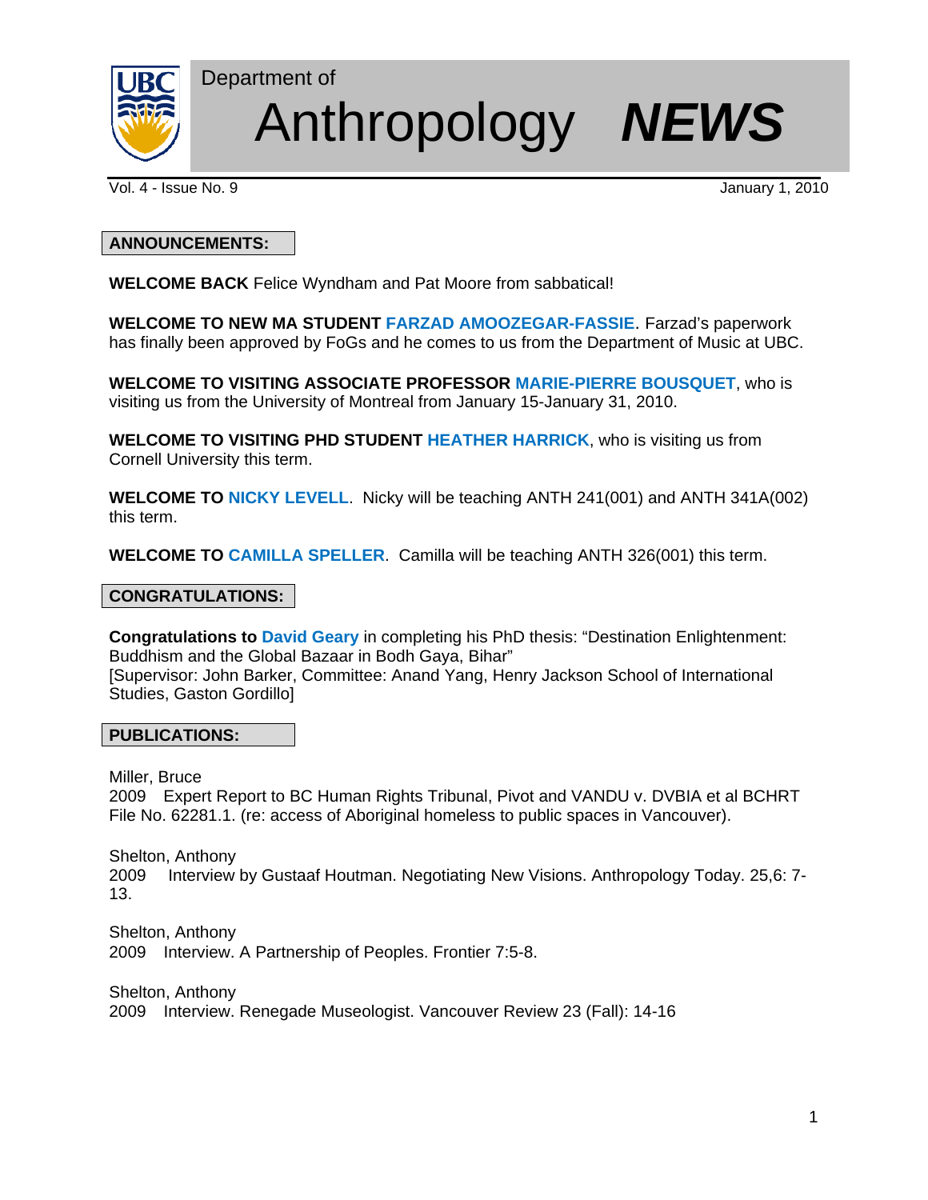Department of

# Anthropology *NEWS*

Vol. 4 - Issue No. 9 January 1, 2010

## ANNOUNCEMENTS:

**WELCOME BACK** Felice Wyndham and Pat Moore from sabbatical!

**WELCOME TO NEW MA STUDENT FARZAD AMOOZEGAR-FASSIE**. Farzad's paperwork has finally been approved by FoGs and he comes to us from the Department of Music at UBC.

**WELCOME TO VISITING ASSOCIATE PROFESSOR MARIE-PIERRE BOUSQUET**, who is visiting us from the University of Montreal from January 15-January 31, 2010.

**WELCOME TO VISITING PHD STUDENT HEATHER HARRICK**, who is visiting us from Cornell University this term.

**WELCOME TO NICKY LEVELL**. Nicky will be teaching ANTH 241(001) and ANTH 341A(002) this term.

**WELCOME TO CAMILLA SPELLER**. Camilla will be teaching ANTH 326(001) this term.

## CONGRATULATIONS:

**Congratulations to David Geary** in completing his PhD thesis: "Destination Enlightenment: Buddhism and the Global Bazaar in Bodh Gaya, Bihar"
[Supervisor: John Barker, Committee: Anand Yang, Henry Jackson School of International Studies, Gaston Gordillo]

## PUBLICATIONS:

Miller, Bruce
2009 Expert Report to BC Human Rights Tribunal, Pivot and VANDU v. DVBIA et al BCHRT File No. 62281.1. (re: access of Aboriginal homeless to public spaces in Vancouver).

Shelton, Anthony
2009 Interview by Gustaaf Houtman. Negotiating New Visions. Anthropology Today. 25,6: 7-13.

Shelton, Anthony
2009 Interview. A Partnership of Peoples. Frontier 7:5-8.

Shelton, Anthony
2009 Interview. Renegade Museologist. Vancouver Review 23 (Fall): 14-16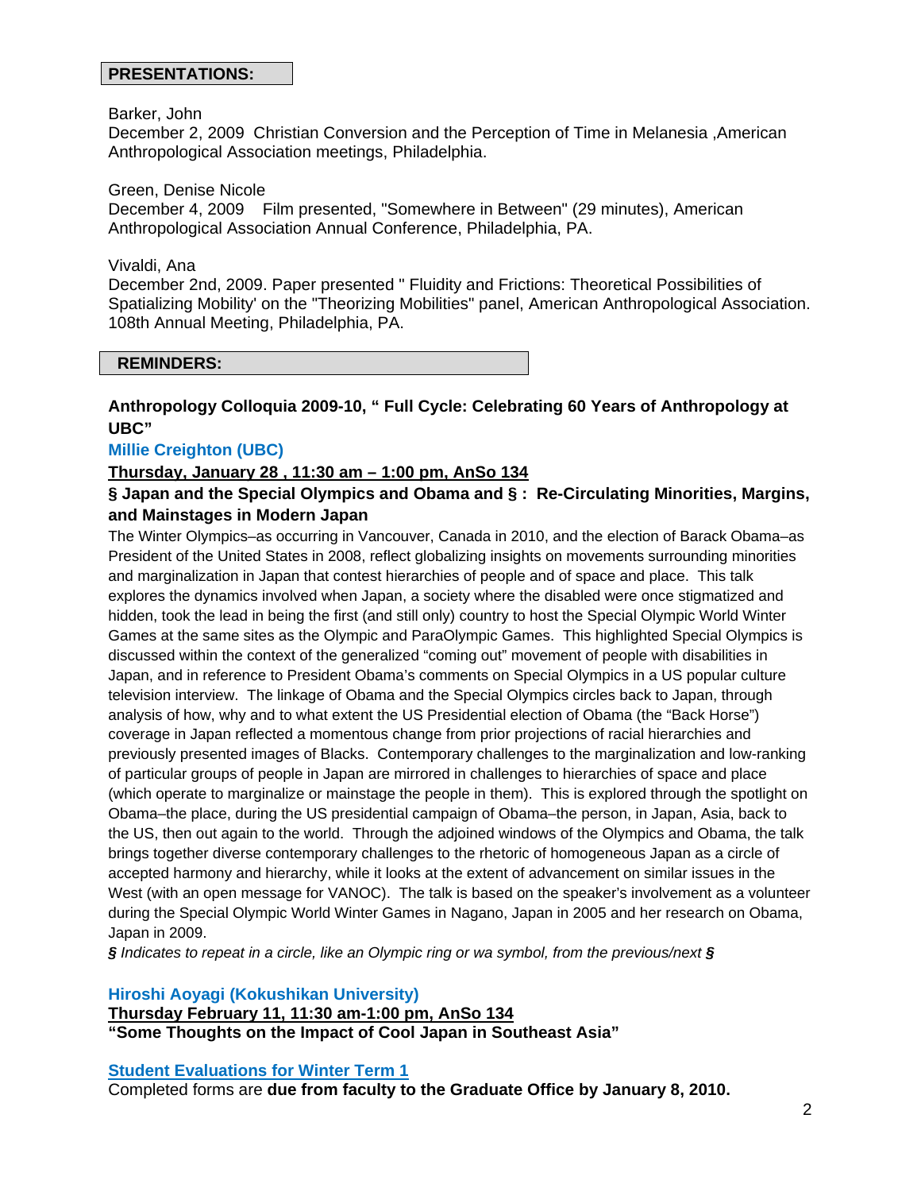## PRESENTATIONS:

Barker, John
December 2, 2009 Christian Conversion and the Perception of Time in Melanesia ,American Anthropological Association meetings, Philadelphia.

Green, Denise Nicole
December 4, 2009 Film presented, "Somewhere in Between" (29 minutes), American Anthropological Association Annual Conference, Philadelphia, PA.

Vivaldi, Ana
December 2nd, 2009. Paper presented " Fluidity and Frictions: Theoretical Possibilities of Spatializing Mobility' on the "Theorizing Mobilities" panel, American Anthropological Association. 108th Annual Meeting, Philadelphia, PA.

## REMINDERS:

**Anthropology Colloquia 2009-10, " Full Cycle: Celebrating 60 Years of Anthropology at UBC"**

**Millie Creighton (UBC)**

**Thursday, January 28 , 11:30 am – 1:00 pm, AnSo 134**

**§ Japan and the Special Olympics and Obama and § : Re-Circulating Minorities, Margins, and Mainstages in Modern Japan**

The Winter Olympics–as occurring in Vancouver, Canada in 2010, and the election of Barack Obama–as President of the United States in 2008, reflect globalizing insights on movements surrounding minorities and marginalization in Japan that contest hierarchies of people and of space and place. This talk explores the dynamics involved when Japan, a society where the disabled were once stigmatized and hidden, took the lead in being the first (and still only) country to host the Special Olympic World Winter Games at the same sites as the Olympic and ParaOlympic Games. This highlighted Special Olympics is discussed within the context of the generalized "coming out" movement of people with disabilities in Japan, and in reference to President Obama's comments on Special Olympics in a US popular culture television interview. The linkage of Obama and the Special Olympics circles back to Japan, through analysis of how, why and to what extent the US Presidential election of Obama (the "Back Horse") coverage in Japan reflected a momentous change from prior projections of racial hierarchies and previously presented images of Blacks. Contemporary challenges to the marginalization and low-ranking of particular groups of people in Japan are mirrored in challenges to hierarchies of space and place (which operate to marginalize or mainstage the people in them). This is explored through the spotlight on Obama–the place, during the US presidential campaign of Obama–the person, in Japan, Asia, back to the US, then out again to the world. Through the adjoined windows of the Olympics and Obama, the talk brings together diverse contemporary challenges to the rhetoric of homogeneous Japan as a circle of accepted harmony and hierarchy, while it looks at the extent of advancement on similar issues in the West (with an open message for VANOC). The talk is based on the speaker's involvement as a volunteer during the Special Olympic World Winter Games in Nagano, Japan in 2005 and her research on Obama, Japan in 2009.

*§ Indicates to repeat in a circle, like an Olympic ring or wa symbol, from the previous/next §*

**Hiroshi Aoyagi (Kokushikan University)**

**Thursday February 11, 11:30 am-1:00 pm, AnSo 134**

**"Some Thoughts on the Impact of Cool Japan in Southeast Asia"**

**Student Evaluations for Winter Term 1**

Completed forms are **due from faculty to the Graduate Office by January 8, 2010.**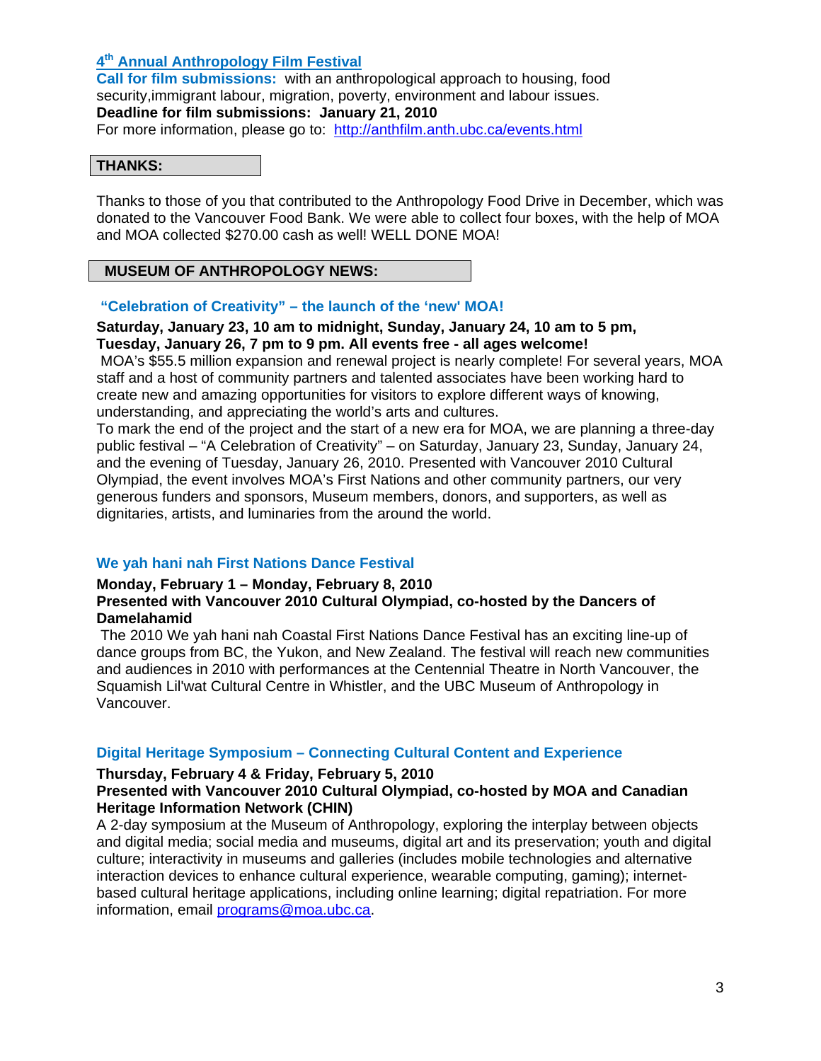### 4th Annual Anthropology Film Festival

**Call for film submissions:** with an anthropological approach to housing, food security,immigrant labour, migration, poverty, environment and labour issues.
**Deadline for film submissions: January 21, 2010**
For more information, please go to: http://anthfilm.anth.ubc.ca/events.html

## THANKS:

Thanks to those of you that contributed to the Anthropology Food Drive in December, which was donated to the Vancouver Food Bank. We were able to collect four boxes, with the help of MOA and MOA collected $270.00 cash as well! WELL DONE MOA!

## MUSEUM OF ANTHROPOLOGY NEWS:

### "Celebration of Creativity" – the launch of the 'new' MOA!

**Saturday, January 23, 10 am to midnight, Sunday, January 24, 10 am to 5 pm, Tuesday, January 26, 7 pm to 9 pm. All events free - all ages welcome!**

MOA's $55.5 million expansion and renewal project is nearly complete! For several years, MOA staff and a host of community partners and talented associates have been working hard to create new and amazing opportunities for visitors to explore different ways of knowing, understanding, and appreciating the world's arts and cultures.

To mark the end of the project and the start of a new era for MOA, we are planning a three-day public festival – "A Celebration of Creativity" – on Saturday, January 23, Sunday, January 24, and the evening of Tuesday, January 26, 2010. Presented with Vancouver 2010 Cultural Olympiad, the event involves MOA's First Nations and other community partners, our very generous funders and sponsors, Museum members, donors, and supporters, as well as dignitaries, artists, and luminaries from the around the world.

### We yah hani nah First Nations Dance Festival

**Monday, February 1 – Monday, February 8, 2010**
**Presented with Vancouver 2010 Cultural Olympiad, co-hosted by the Dancers of Damelahamid**

The 2010 We yah hani nah Coastal First Nations Dance Festival has an exciting line-up of dance groups from BC, the Yukon, and New Zealand. The festival will reach new communities and audiences in 2010 with performances at the Centennial Theatre in North Vancouver, the Squamish Lil'wat Cultural Centre in Whistler, and the UBC Museum of Anthropology in Vancouver.

### Digital Heritage Symposium – Connecting Cultural Content and Experience

**Thursday, February 4 & Friday, February 5, 2010**
**Presented with Vancouver 2010 Cultural Olympiad, co-hosted by MOA and Canadian Heritage Information Network (CHIN)**

A 2-day symposium at the Museum of Anthropology, exploring the interplay between objects and digital media; social media and museums, digital art and its preservation; youth and digital culture; interactivity in museums and galleries (includes mobile technologies and alternative interaction devices to enhance cultural experience, wearable computing, gaming); internet-based cultural heritage applications, including online learning; digital repatriation. For more information, email programs@moa.ubc.ca.